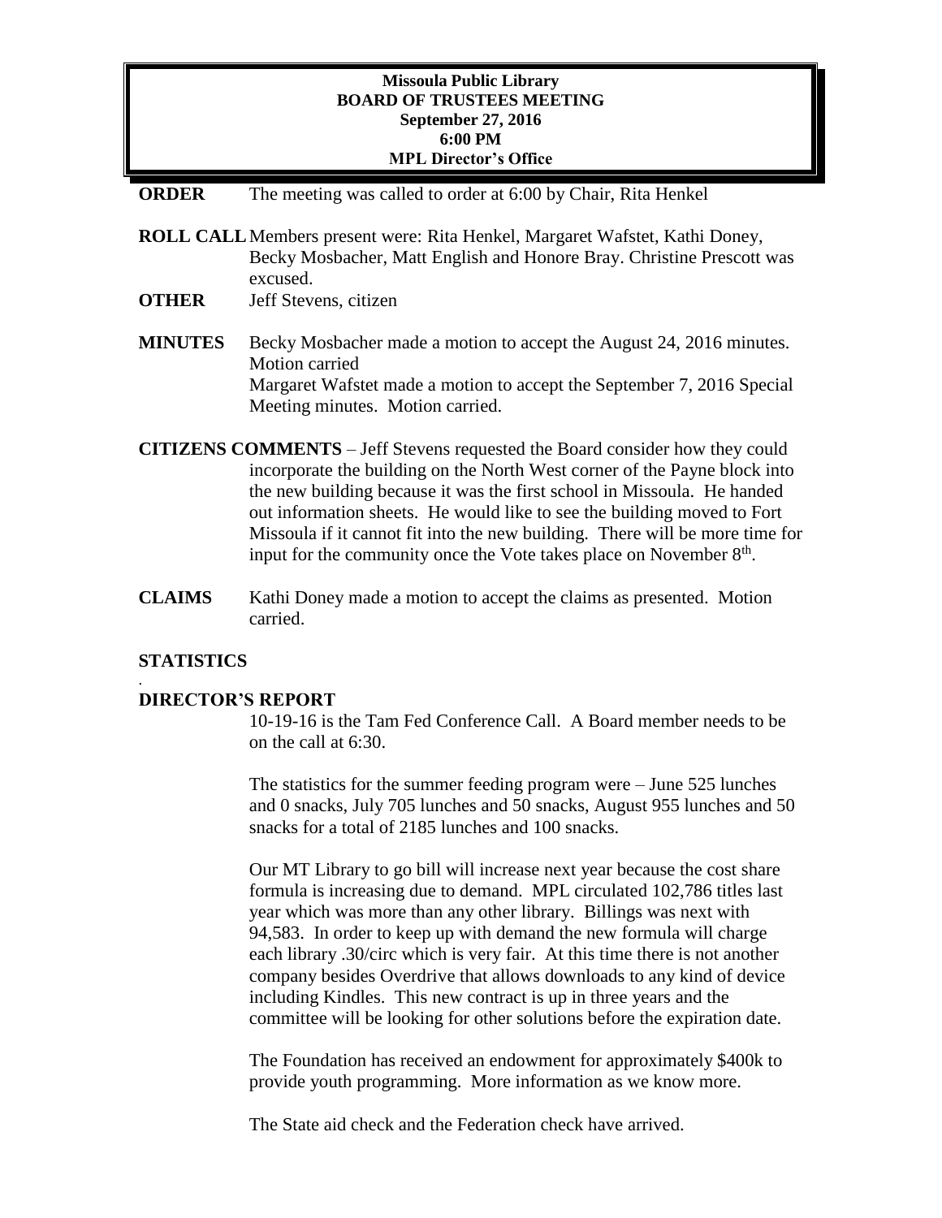**Missoula Public Library**
**BOARD OF TRUSTEES MEETING**
**September 27, 2016**
**6:00 PM**
**MPL Director's Office**

**ORDER** The meeting was called to order at 6:00 by Chair, Rita Henkel

**ROLL CALL** Members present were: Rita Henkel, Margaret Wafstet, Kathi Doney, Becky Mosbacher, Matt English and Honore Bray. Christine Prescott was excused.

**OTHER** Jeff Stevens, citizen

**MINUTES** Becky Mosbacher made a motion to accept the August 24, 2016 minutes. Motion carried
Margaret Wafstet made a motion to accept the September 7, 2016 Special Meeting minutes. Motion carried.

**CITIZENS COMMENTS** – Jeff Stevens requested the Board consider how they could incorporate the building on the North West corner of the Payne block into the new building because it was the first school in Missoula. He handed out information sheets. He would like to see the building moved to Fort Missoula if it cannot fit into the new building. There will be more time for input for the community once the Vote takes place on November 8th.

**CLAIMS** Kathi Doney made a motion to accept the claims as presented. Motion carried.

**STATISTICS**

.

**DIRECTOR'S REPORT**

10-19-16 is the Tam Fed Conference Call. A Board member needs to be on the call at 6:30.

The statistics for the summer feeding program were – June 525 lunches and 0 snacks, July 705 lunches and 50 snacks, August 955 lunches and 50 snacks for a total of 2185 lunches and 100 snacks.

Our MT Library to go bill will increase next year because the cost share formula is increasing due to demand. MPL circulated 102,786 titles last year which was more than any other library. Billings was next with 94,583. In order to keep up with demand the new formula will charge each library .30/circ which is very fair. At this time there is not another company besides Overdrive that allows downloads to any kind of device including Kindles. This new contract is up in three years and the committee will be looking for other solutions before the expiration date.

The Foundation has received an endowment for approximately $400k to provide youth programming. More information as we know more.

The State aid check and the Federation check have arrived.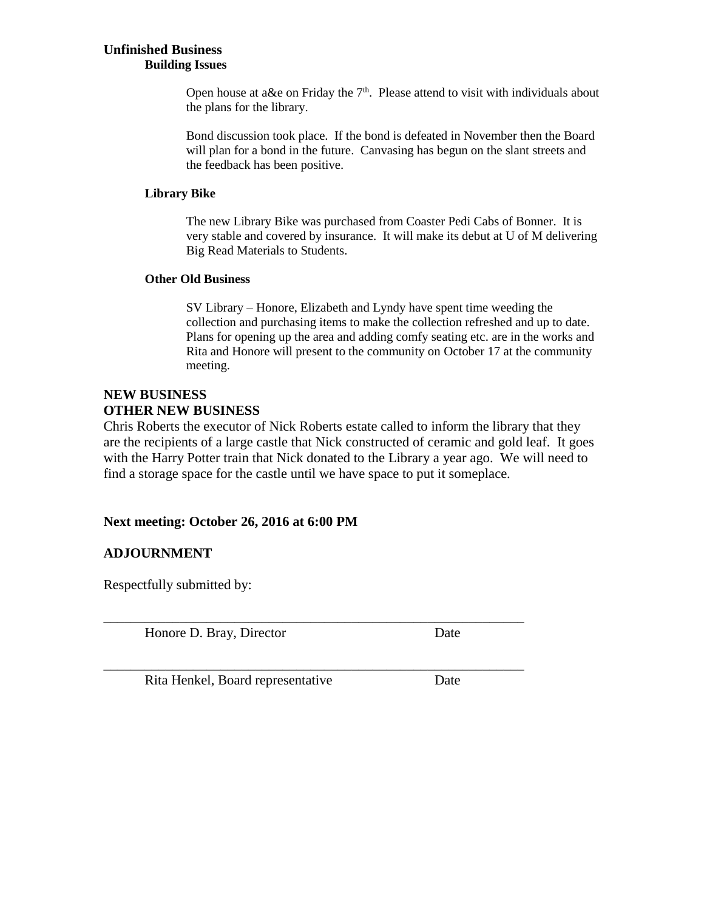## Unfinished Business

### Building Issues

Open house at a&e on Friday the 7th. Please attend to visit with individuals about the plans for the library.

Bond discussion took place. If the bond is defeated in November then the Board will plan for a bond in the future. Canvasing has begun on the slant streets and the feedback has been positive.

### Library Bike

The new Library Bike was purchased from Coaster Pedi Cabs of Bonner. It is very stable and covered by insurance. It will make its debut at U of M delivering Big Read Materials to Students.

### Other Old Business

SV Library – Honore, Elizabeth and Lyndy have spent time weeding the collection and purchasing items to make the collection refreshed and up to date. Plans for opening up the area and adding comfy seating etc. are in the works and Rita and Honore will present to the community on October 17 at the community meeting.

## NEW BUSINESS

## OTHER NEW BUSINESS

Chris Roberts the executor of Nick Roberts estate called to inform the library that they are the recipients of a large castle that Nick constructed of ceramic and gold leaf. It goes with the Harry Potter train that Nick donated to the Library a year ago. We will need to find a storage space for the castle until we have space to put it someplace.

**Next meeting: October 26, 2016 at 6:00 PM**

## ADJOURNMENT

Respectfully submitted by:

\_\_\_\_\_\_\_\_\_\_\_\_\_\_\_\_\_\_\_\_\_\_\_\_\_\_\_\_\_\_\_\_\_\_\_\_\_\_\_\_\_\_\_\_\_\_\_\_\_\_\_\_\_\_\_\_\_\_\_\_

Honore D. Bray, Director        Date

\_\_\_\_\_\_\_\_\_\_\_\_\_\_\_\_\_\_\_\_\_\_\_\_\_\_\_\_\_\_\_\_\_\_\_\_\_\_\_\_\_\_\_\_\_\_\_\_\_\_\_\_\_\_\_\_\_\_\_\_

Rita Henkel, Board representative        Date